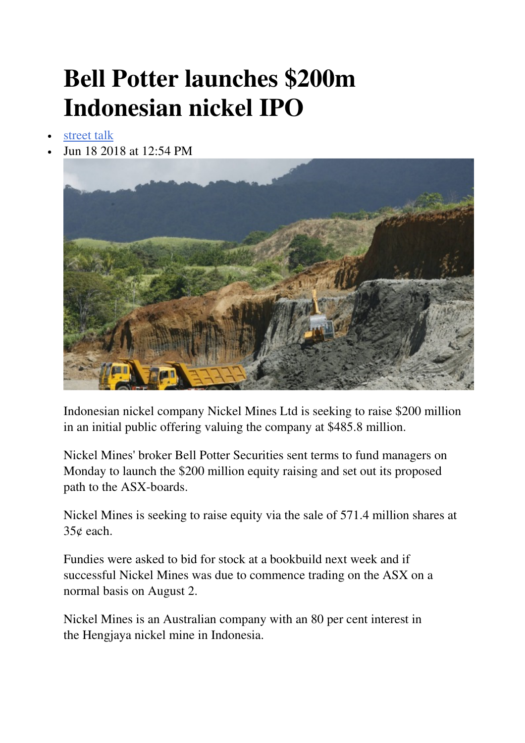# Bell Potter launches $200m Indonesian nickel IPO

- [street talk]
- Jun 18 2018 at 12:54 PM

Indonesian nickel company Nickel Mines Ltd is seeking to raise $200 million in an initial public offering valuing the company at $485.8 million.

Nickel Mines' broker Bell Potter Securities sent terms to fund managers on Monday to launch the $200 million equity raising and set out its proposed path to the ASX-boards.

Nickel Mines is seeking to raise equity via the sale of 571.4 million shares at 35¢ each.

Fundies were asked to bid for stock at a bookbuild next week and if successful Nickel Mines was due to commence trading on the ASX on a normal basis on August 2.

Nickel Mines is an Australian company with an 80 per cent interest in the Hengjaya nickel mine in Indonesia.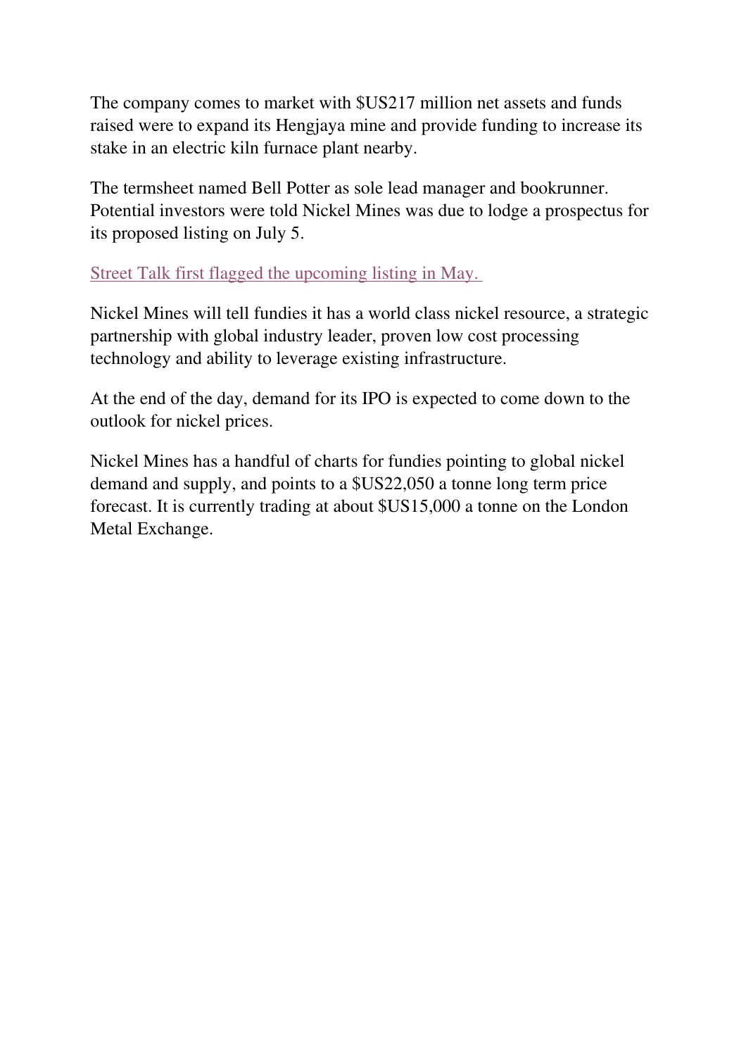The company comes to market with $US217 million net assets and funds raised were to expand its Hengjaya mine and provide funding to increase its stake in an electric kiln furnace plant nearby.

The termsheet named Bell Potter as sole lead manager and bookrunner. Potential investors were told Nickel Mines was due to lodge a prospectus for its proposed listing on July 5.

Street Talk first flagged the upcoming listing in May.

Nickel Mines will tell fundies it has a world class nickel resource, a strategic partnership with global industry leader, proven low cost processing technology and ability to leverage existing infrastructure.

At the end of the day, demand for its IPO is expected to come down to the outlook for nickel prices.

Nickel Mines has a handful of charts for fundies pointing to global nickel demand and supply, and points to a $US22,050 a tonne long term price forecast. It is currently trading at about $US15,000 a tonne on the London Metal Exchange.